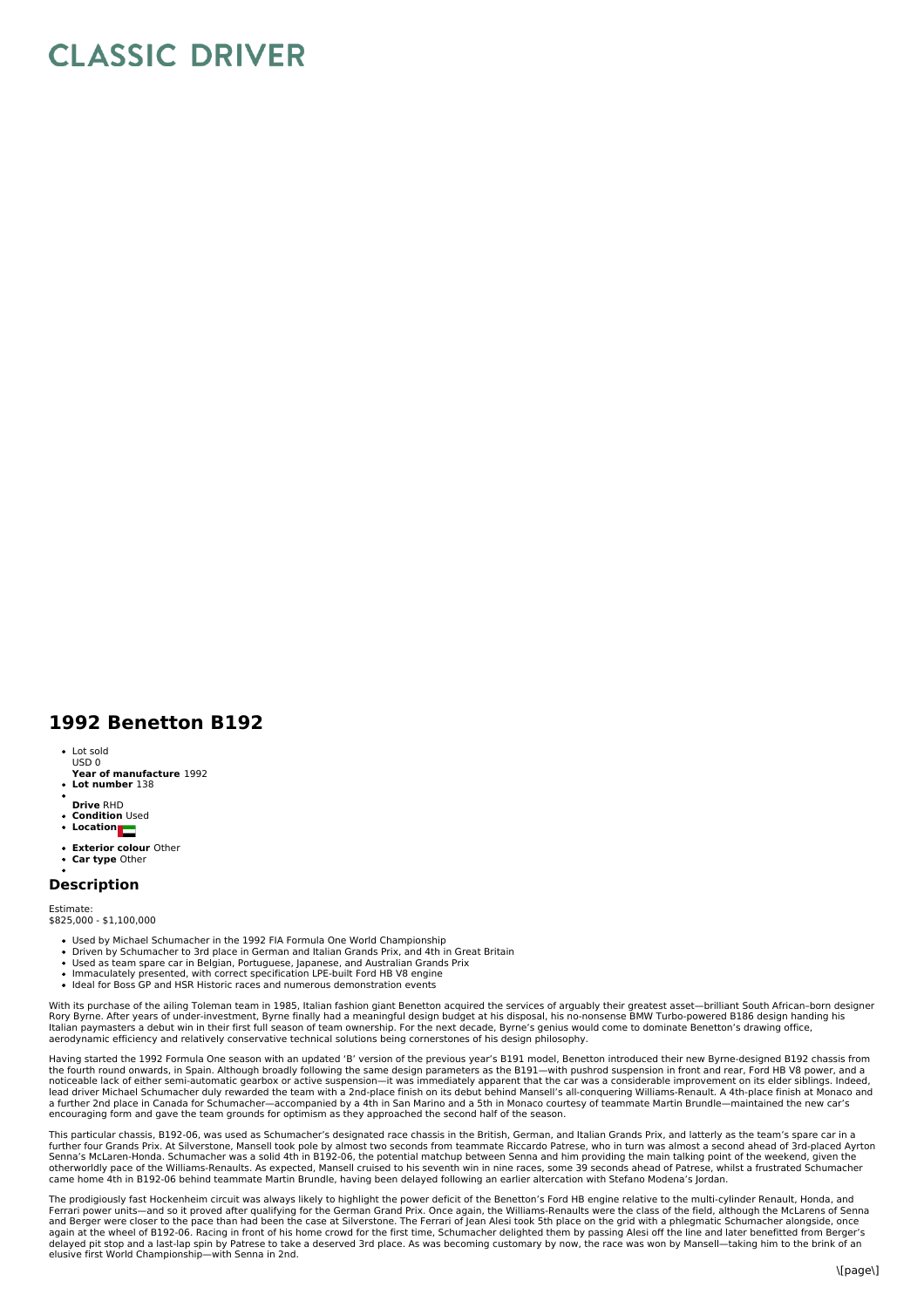# CLASSIC DRIVER

## 1992 Benetton B192

- Lot sold
  USD 0
  **Year of manufacture** 1992
- **Lot number** 138
- 
  **Drive** RHD
- **Condition** Used
- **Location**
- **Exterior colour** Other
- **Car type** Other
- 

### Description

Estimate:
$825,000 - $1,100,000

- Used by Michael Schumacher in the 1992 FIA Formula One World Championship
- Driven by Schumacher to 3rd place in German and Italian Grands Prix, and 4th in Great Britain
- Used as team spare car in Belgian, Portuguese, Japanese, and Australian Grands Prix
- Immaculately presented, with correct specification LPE-built Ford HB V8 engine
- Ideal for Boss GP and HSR Historic races and numerous demonstration events

With its purchase of the ailing Toleman team in 1985, Italian fashion giant Benetton acquired the services of arguably their greatest asset—brilliant South African–born designer Rory Byrne. After years of under-investment, Byrne finally had a meaningful design budget at his disposal, his no-nonsense BMW Turbo-powered B186 design handing his Italian paymasters a debut win in their first full season of team ownership. For the next decade, Byrne's genius would come to dominate Benetton's drawing office, aerodynamic efficiency and relatively conservative technical solutions being cornerstones of his design philosophy.

Having started the 1992 Formula One season with an updated 'B' version of the previous year's B191 model, Benetton introduced their new Byrne-designed B192 chassis from the fourth round onwards, in Spain. Although broadly following the same design parameters as the B191—with pushrod suspension in front and rear, Ford HB V8 power, and a noticeable lack of either semi-automatic gearbox or active suspension—it was immediately apparent that the car was a considerable improvement on its elder siblings. Indeed, lead driver Michael Schumacher duly rewarded the team with a 2nd-place finish on its debut behind Mansell's all-conquering Williams-Renault. A 4th-place finish at Monaco and a further 2nd place in Canada for Schumacher—accompanied by a 4th in San Marino and a 5th in Monaco courtesy of teammate Martin Brundle—maintained the new car's encouraging form and gave the team grounds for optimism as they approached the second half of the season.

This particular chassis, B192-06, was used as Schumacher's designated race chassis in the British, German, and Italian Grands Prix, and latterly as the team's spare car in a further four Grands Prix. At Silverstone, Mansell took pole by almost two seconds from teammate Riccardo Patrese, who in turn was almost a second ahead of 3rd-placed Ayrton Senna's McLaren-Honda. Schumacher was a solid 4th in B192-06, the potential matchup between Senna and him providing the main talking point of the weekend, given the otherworldly pace of the Williams-Renaults. As expected, Mansell cruised to his seventh win in nine races, some 39 seconds ahead of Patrese, whilst a frustrated Schumacher came home 4th in B192-06 behind teammate Martin Brundle, having been delayed following an earlier altercation with Stefano Modena's Jordan.

The prodigiously fast Hockenheim circuit was always likely to highlight the power deficit of the Benetton's Ford HB engine relative to the multi-cylinder Renault, Honda, and Ferrari power units—and so it proved after qualifying for the German Grand Prix. Once again, the Williams-Renaults were the class of the field, although the McLarens of Senna and Berger were closer to the pace than had been the case at Silverstone. The Ferrari of Jean Alesi took 5th place on the grid with a phlegmatic Schumacher alongside, once again at the wheel of B192-06. Racing in front of his home crowd for the first time, Schumacher delighted them by passing Alesi off the line and later benefitted from Berger's delayed pit stop and a last-lap spin by Patrese to take a deserved 3rd place. As was becoming customary by now, the race was won by Mansell—taking him to the brink of an elusive first World Championship—with Senna in 2nd.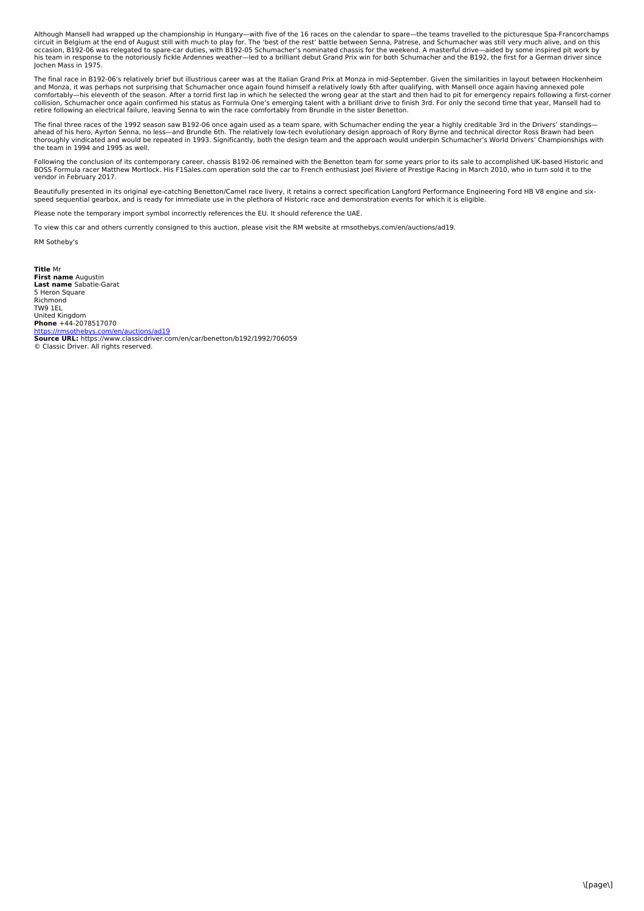Although Mansell had wrapped up the championship in Hungary—with five of the 16 races on the calendar to spare—the teams travelled to the picturesque Spa-Francorchamps circuit in Belgium at the end of August still with much to play for. The 'best of the rest' battle between Senna, Patrese, and Schumacher was still very much alive, and on this occasion, B192-06 was relegated to spare-car duties, with B192-05 Schumacher's nominated chassis for the weekend. A masterful drive—aided by some inspired pit work by his team in response to the notoriously fickle Ardennes weather—led to a brilliant debut Grand Prix win for both Schumacher and the B192, the first for a German driver since Jochen Mass in 1975.

The final race in B192-06's relatively brief but illustrious career was at the Italian Grand Prix at Monza in mid-September. Given the similarities in layout between Hockenheim and Monza, it was perhaps not surprising that Schumacher once again found himself a relatively lowly 6th after qualifying, with Mansell once again having annexed pole comfortably—his eleventh of the season. After a torrid first lap in which he selected the wrong gear at the start and then had to pit for emergency repairs following a first-corner collision, Schumacher once again confirmed his status as Formula One's emerging talent with a brilliant drive to finish 3rd. For only the second time that year, Mansell had to retire following an electrical failure, leaving Senna to win the race comfortably from Brundle in the sister Benetton.

The final three races of the 1992 season saw B192-06 once again used as a team spare, with Schumacher ending the year a highly creditable 3rd in the Drivers' standings—ahead of his hero, Ayrton Senna, no less—and Brundle 6th. The relatively low-tech evolutionary design approach of Rory Byrne and technical director Ross Brawn had been thoroughly vindicated and would be repeated in 1993. Significantly, both the design team and the approach would underpin Schumacher's World Drivers' Championships with the team in 1994 and 1995 as well.

Following the conclusion of its contemporary career, chassis B192-06 remained with the Benetton team for some years prior to its sale to accomplished UK-based Historic and BOSS Formula racer Matthew Mortlock. His F1Sales.com operation sold the car to French enthusiast Joel Riviere of Prestige Racing in March 2010, who in turn sold it to the vendor in February 2017.

Beautifully presented in its original eye-catching Benetton/Camel race livery, it retains a correct specification Langford Performance Engineering Ford HB V8 engine and six-speed sequential gearbox, and is ready for immediate use in the plethora of Historic race and demonstration events for which it is eligible.

Please note the temporary import symbol incorrectly references the EU. It should reference the UAE.

To view this car and others currently consigned to this auction, please visit the RM website at rmsothebys.com/en/auctions/ad19.

RM Sotheby's

**Title** Mr
**First name** Augustin
**Last name** Sabatie-Garat
5 Heron Square
Richmond
TW9 1EL
United Kingdom
**Phone** +44-2078517070
https://rmsothebys.com/en/auctions/ad19
**Source URL:** https://www.classicdriver.com/en/car/benetton/b192/1992/706059
© Classic Driver. All rights reserved.